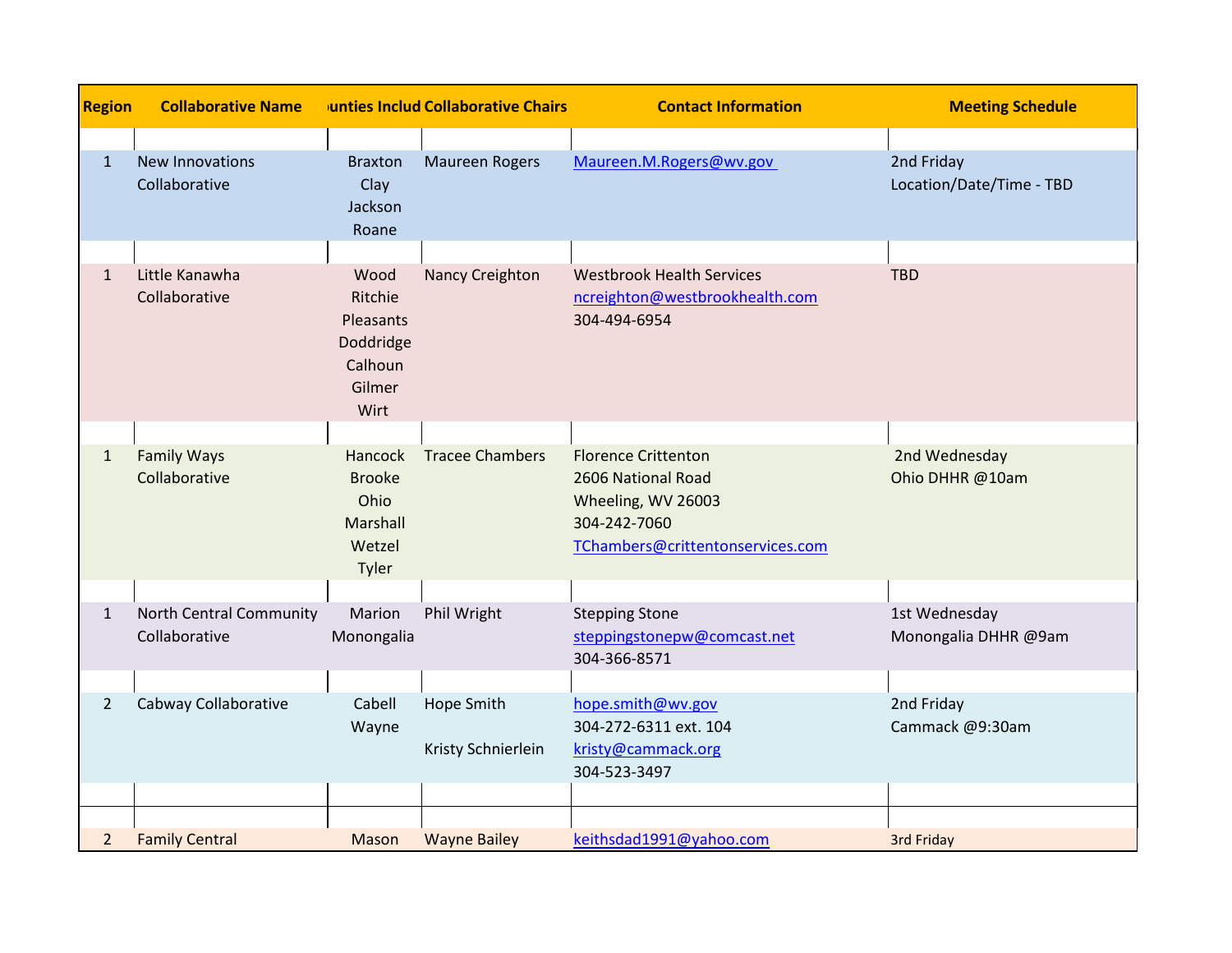| Region | Collaborative Name | Counties Included | Collaborative Chairs | Contact Information | Meeting Schedule |
|---|---|---|---|---|---|
| 1 | New Innovations Collaborative | Braxton<br>Clay<br>Jackson<br>Roane | Maureen Rogers | Maureen.M.Rogers@wv.gov | 2nd Friday<br>Location/Date/Time - TBD |
| 1 | Little Kanawha Collaborative | Wood<br>Ritchie<br>Pleasants<br>Doddridge<br>Calhoun<br>Gilmer<br>Wirt | Nancy Creighton | Westbrook Health Services<br>ncreighton@westbrookhealth.com<br>304-494-6954 | TBD |
| 1 | Family Ways Collaborative | Hancock<br>Brooke<br>Ohio<br>Marshall<br>Wetzel<br>Tyler | Tracee Chambers | Florence Crittenton<br>2606 National Road<br>Wheeling, WV 26003<br>304-242-7060<br>TChambers@crittentonservices.com | 2nd Wednesday<br>Ohio DHHR @10am |
| 1 | North Central Community Collaborative | Marion<br>Monongalia | Phil Wright | Stepping Stone<br>steppingstonepw@comcast.net<br>304-366-8571 | 1st Wednesday<br>Monongalia DHHR @9am |
| 2 | Cabway Collaborative | Cabell<br>Wayne | Hope Smith<br><br>Kristy Schnierlein | hope.smith@wv.gov<br>304-272-6311 ext. 104<br>kristy@cammack.org<br>304-523-3497 | 2nd Friday<br>Cammack @9:30am |
| 2 | Family Central | Mason | Wayne Bailey | keithsdad1991@yahoo.com | 3rd Friday |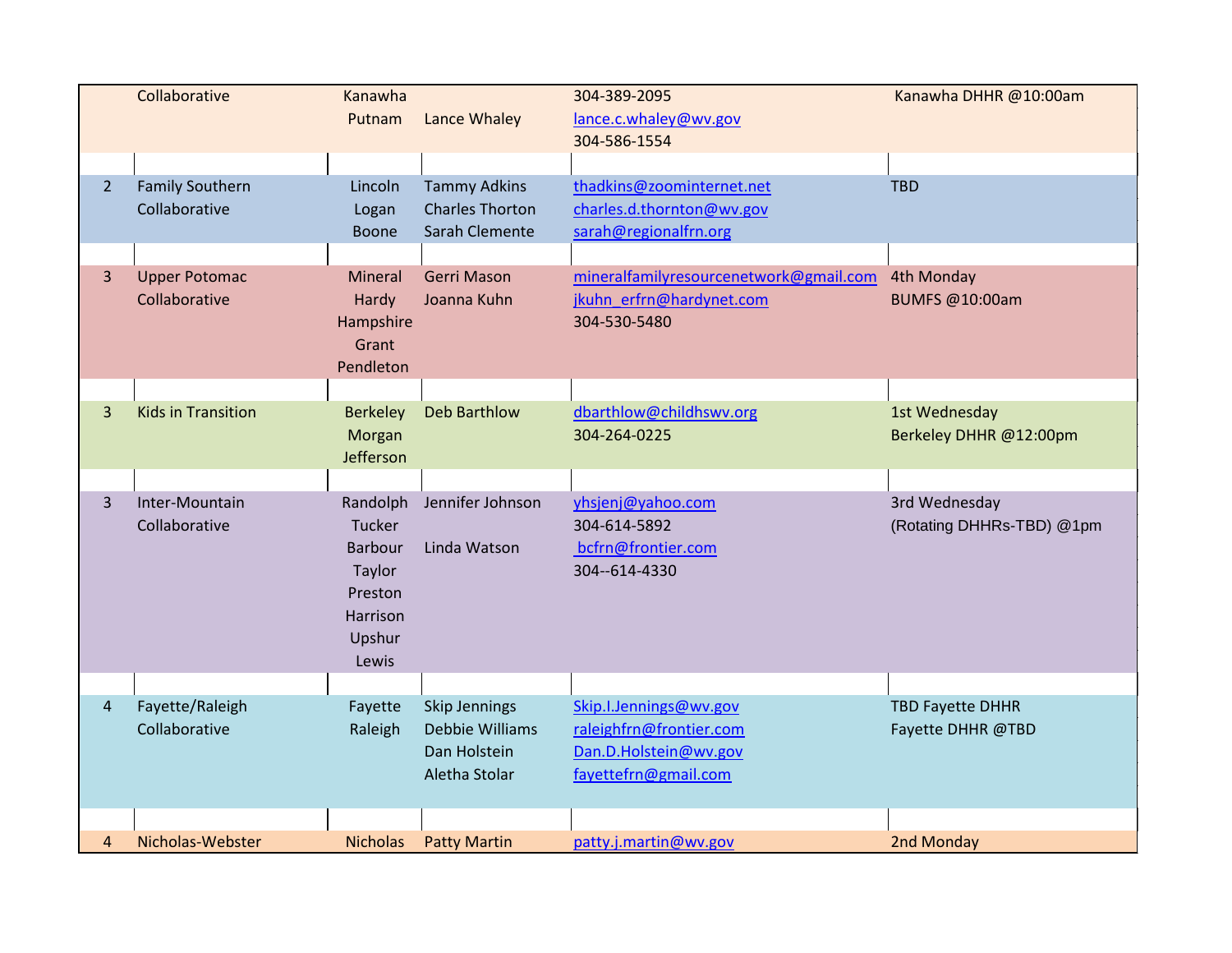| | | | | | |
|---|---|---|---|---|---|
| | Collaborative | Kanawha<br>Putnam | Lance Whaley | 304-389-2095<br>lance.c.whaley@wv.gov<br>304-586-1554 | Kanawha DHHR @10:00am |
| 2 | Family Southern Collaborative | Lincoln<br>Logan<br>Boone | Tammy Adkins<br>Charles Thorton<br>Sarah Clemente | thadkins@zoominternet.net<br>charles.d.thornton@wv.gov<br>sarah@regionalfrn.org | TBD |
| 3 | Upper Potomac Collaborative | Mineral<br>Hardy<br>Hampshire<br>Grant<br>Pendleton | Gerri Mason<br>Joanna Kuhn | mineralfamilyresourcenetwork@gmail.com<br>jkuhn_erfrn@hardynet.com<br>304-530-5480 | 4th Monday<br>BUMFS @10:00am |
| 3 | Kids in Transition | Berkeley<br>Morgan<br>Jefferson | Deb Barthlow | dbarthlow@childhswv.org<br>304-264-0225 | 1st Wednesday<br>Berkeley DHHR @12:00pm |
| 3 | Inter-Mountain Collaborative | Randolph<br>Tucker<br>Barbour<br>Taylor<br>Preston<br>Harrison<br>Upshur<br>Lewis | Jennifer Johnson<br><br>Linda Watson | yhsjenj@yahoo.com<br>304-614-5892<br>bcfrn@frontier.com<br>304--614-4330 | 3rd Wednesday<br>(Rotating DHHRs-TBD) @1pm |
| 4 | Fayette/Raleigh Collaborative | Fayette<br>Raleigh | Skip Jennings<br>Debbie Williams<br>Dan Holstein<br>Aletha Stolar | Skip.I.Jennings@wv.gov<br>raleighfrn@frontier.com<br>Dan.D.Holstein@wv.gov<br>fayettefrn@gmail.com | TBD Fayette DHHR<br>Fayette DHHR @TBD |
| 4 | Nicholas-Webster | Nicholas | Patty Martin | patty.j.martin@wv.gov | 2nd Monday |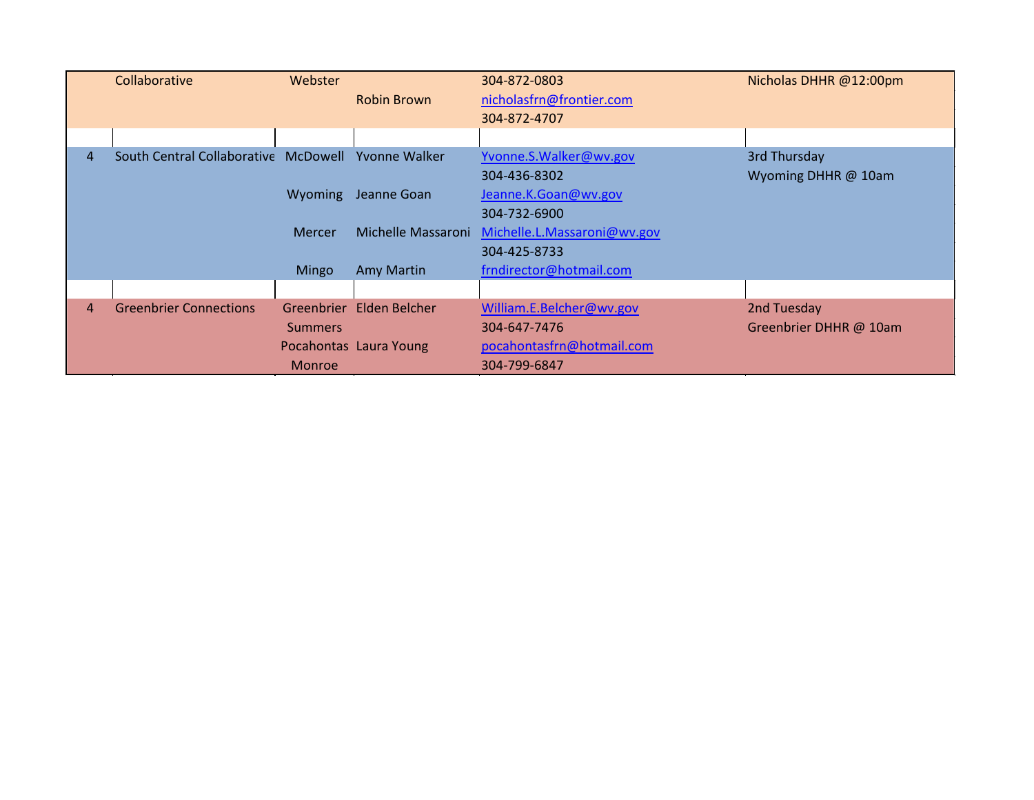| | | | | | |
|---|---|---|---|---|---|
| | Collaborative | Webster | | 304-872-0803 | Nicholas DHHR @12:00pm |
| | | | Robin Brown | nicholasfrn@frontier.com | |
| | | | | 304-872-4707 | |
| | | | | | |
| 4 | South Central Collaborative | McDowell | Yvonne Walker | Yvonne.S.Walker@wv.gov | 3rd Thursday |
| | | | | 304-436-8302 | Wyoming DHHR @ 10am |
| | | Wyoming | Jeanne Goan | Jeanne.K.Goan@wv.gov | |
| | | | | 304-732-6900 | |
| | | Mercer | Michelle Massaroni | Michelle.L.Massaroni@wv.gov | |
| | | | | 304-425-8733 | |
| | | Mingo | Amy Martin | frndirector@hotmail.com | |
| | | | | | |
| 4 | Greenbrier Connections | Greenbrier | Elden Belcher | William.E.Belcher@wv.gov | 2nd Tuesday |
| | | Summers | | 304-647-7476 | Greenbrier DHHR @ 10am |
| | | Pocahontas | Laura Young | pocahontasfrn@hotmail.com | |
| | | Monroe | | 304-799-6847 | |